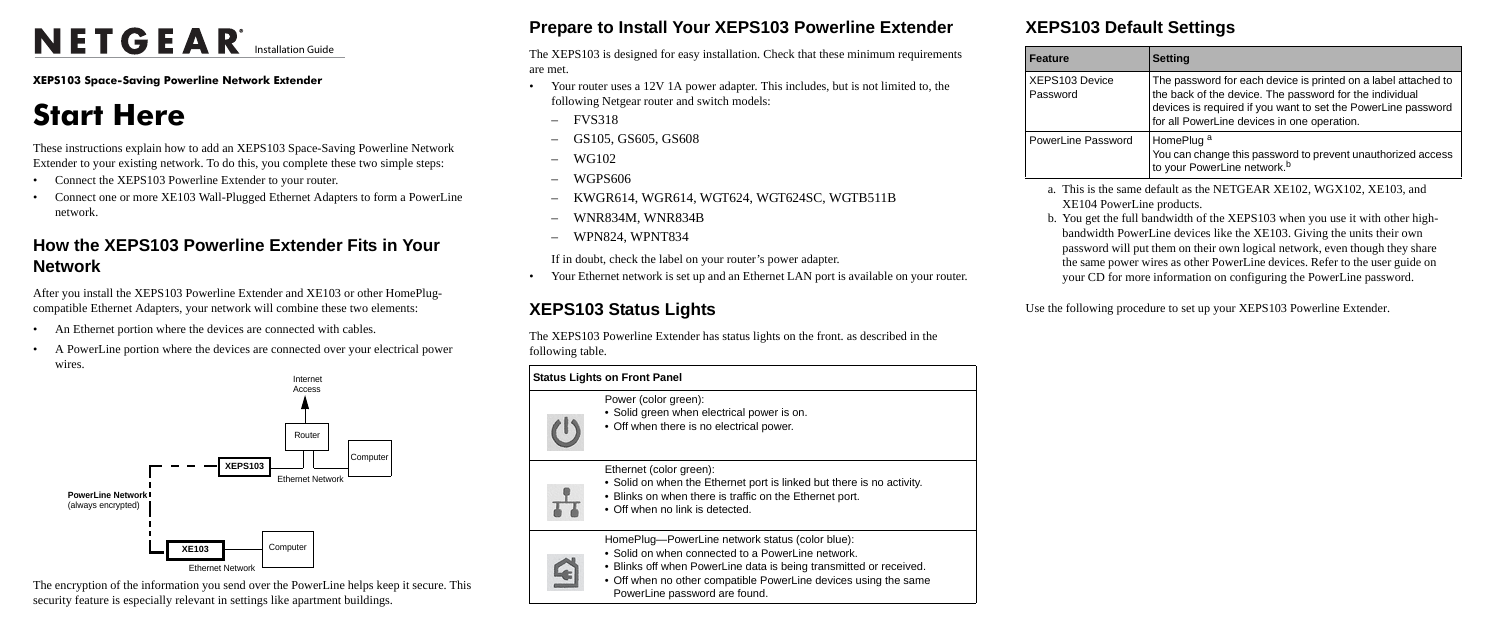# NETGEAR Installation Guide

**XEPS103 Space-Saving Powerline Network Extender**

# Start Here

These instructions explain how to add an XEPS103 Space-Saving Powerline Network Extender to your existing network. To do this, you complete these two simple steps:

- Connect the XEPS103 Powerline Extender to your router.
- Connect one or more XE103 Wall-Plugged Ethernet Adapters to form a PowerLine network.

## How the XEPS103 Powerline Extender Fits in Your Network

After you install the XEPS103 Powerline Extender and XE103 or other HomePlug-compatible Ethernet Adapters, your network will combine these two elements:

- An Ethernet portion where the devices are connected with cables.
- A PowerLine portion where the devices are connected over your electrical power wires.

The encryption of the information you send over the PowerLine helps keep it secure. This security feature is especially relevant in settings like apartment buildings.

## Prepare to Install Your XEPS103 Powerline Extender

The XEPS103 is designed for easy installation. Check that these minimum requirements are met.

- Your router uses a 12V 1A power adapter. This includes, but is not limited to, the following Netgear router and switch models:
  - FVS318
  - GS105, GS605, GS608
  - WG102
  - WGPS606
  - KWGR614, WGR614, WGT624, WGT624SC, WGTB511B
  - WNR834M, WNR834B
  - WPN824, WPNT834

  If in doubt, check the label on your router's power adapter.
- Your Ethernet network is set up and an Ethernet LAN port is available on your router.

## XEPS103 Status Lights

The XEPS103 Powerline Extender has status lights on the front. as described in the following table.

| Status Lights on Front Panel |
|---|
| Power (color green):<br>• Solid green when electrical power is on.<br>• Off when there is no electrical power. |
| Ethernet (color green):<br>• Solid on when the Ethernet port is linked but there is no activity.<br>• Blinks on when there is traffic on the Ethernet port.<br>• Off when no link is detected. |
| HomePlug—PowerLine network status (color blue):<br>• Solid on when connected to a PowerLine network.<br>• Blinks off when PowerLine data is being transmitted or received.<br>• Off when no other compatible PowerLine devices using the same PowerLine password are found. |

## XEPS103 Default Settings

| Feature | Setting |
|---|---|
| XEPS103 Device Password | The password for each device is printed on a label attached to the back of the device. The password for the individual devices is required if you want to set the PowerLine password for all PowerLine devices in one operation. |
| PowerLine Password | HomePlug [a]<br>You can change this password to prevent unauthorized access to your PowerLine network.[b] |

a. This is the same default as the NETGEAR XE102, WGX102, XE103, and XE104 PowerLine products.

b. You get the full bandwidth of the XEPS103 when you use it with other high-bandwidth PowerLine devices like the XE103. Giving the units their own password will put them on their own logical network, even though they share the same power wires as other PowerLine devices. Refer to the user guide on your CD for more information on configuring the PowerLine password.

Use the following procedure to set up your XEPS103 Powerline Extender.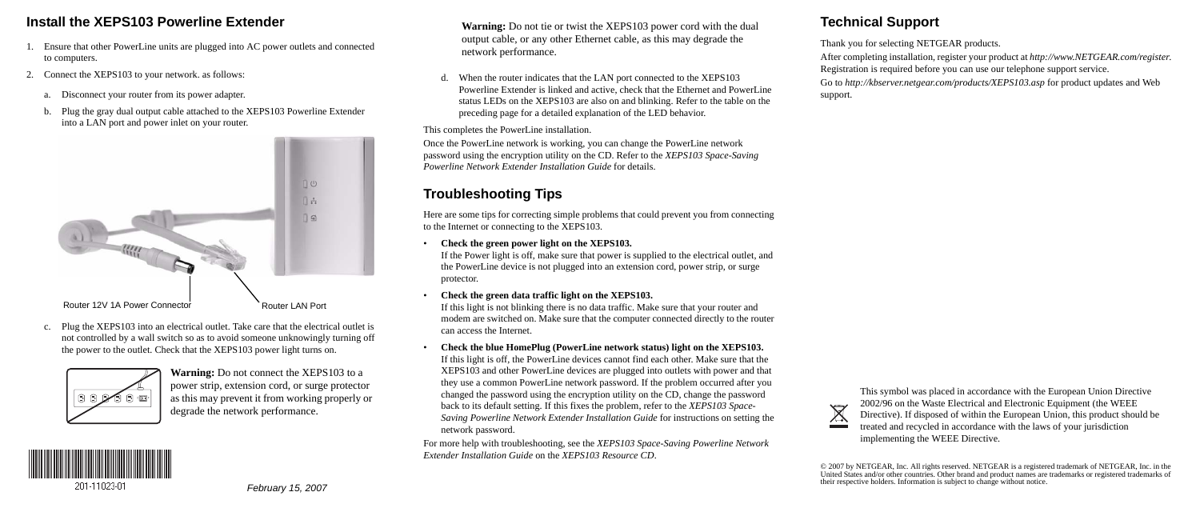## Install the XEPS103 Powerline Extender

1. Ensure that other PowerLine units are plugged into AC power outlets and connected to computers.
2. Connect the XEPS103 to your network. as follows:
   a. Disconnect your router from its power adapter.
   b. Plug the gray dual output cable attached to the XEPS103 Powerline Extender into a LAN port and power inlet on your router.

Router 12V 1A Power Connector

Router LAN Port

   c. Plug the XEPS103 into an electrical outlet. Take care that the electrical outlet is not controlled by a wall switch so as to avoid someone unknowingly turning off the power to the outlet. Check that the XEPS103 power light turns on.

**Warning:** Do not connect the XEPS103 to a power strip, extension cord, or surge protector as this may prevent it from working properly or degrade the network performance.

201-11023-01

*February 15, 2007*

**Warning:** Do not tie or twist the XEPS103 power cord with the dual output cable, or any other Ethernet cable, as this may degrade the network performance.

   d. When the router indicates that the LAN port connected to the XEPS103 Powerline Extender is linked and active, check that the Ethernet and PowerLine status LEDs on the XEPS103 are also on and blinking. Refer to the table on the preceding page for a detailed explanation of the LED behavior.

This completes the PowerLine installation.

Once the PowerLine network is working, you can change the PowerLine network password using the encryption utility on the CD. Refer to the *XEPS103 Space-Saving Powerline Network Extender Installation Guide* for details.

## Troubleshooting Tips

Here are some tips for correcting simple problems that could prevent you from connecting to the Internet or connecting to the XEPS103.

- **Check the green power light on the XEPS103.**
  If the Power light is off, make sure that power is supplied to the electrical outlet, and the PowerLine device is not plugged into an extension cord, power strip, or surge protector.
- **Check the green data traffic light on the XEPS103.**
  If this light is not blinking there is no data traffic. Make sure that your router and modem are switched on. Make sure that the computer connected directly to the router can access the Internet.
- **Check the blue HomePlug (PowerLine network status) light on the XEPS103.**
  If this light is off, the PowerLine devices cannot find each other. Make sure that the XEPS103 and other PowerLine devices are plugged into outlets with power and that they use a common PowerLine network password. If the problem occurred after you changed the password using the encryption utility on the CD, change the password back to its default setting. If this fixes the problem, refer to the *XEPS103 Space-Saving Powerline Network Extender Installation Guide* for instructions on setting the network password.

For more help with troubleshooting, see the *XEPS103 Space-Saving Powerline Network Extender Installation Guide* on the *XEPS103 Resource CD*.

## Technical Support

Thank you for selecting NETGEAR products.

After completing installation, register your product at *http://www.NETGEAR.com/register.* Registration is required before you can use our telephone support service.

Go to *http://kbserver.netgear.com/products/XEPS103.asp* for product updates and Web support.

This symbol was placed in accordance with the European Union Directive 2002/96 on the Waste Electrical and Electronic Equipment (the WEEE Directive). If disposed of within the European Union, this product should be treated and recycled in accordance with the laws of your jurisdiction implementing the WEEE Directive.

© 2007 by NETGEAR, Inc. All rights reserved. NETGEAR is a registered trademark of NETGEAR, Inc. in the United States and/or other countries. Other brand and product names are trademarks or registered trademarks of their respective holders. Information is subject to change without notice.